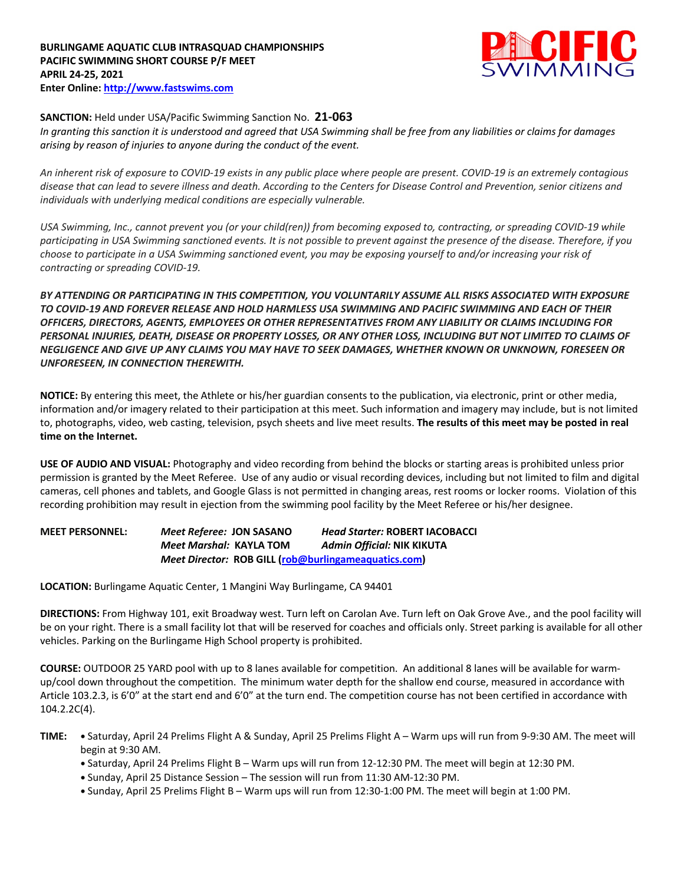**BURLINGAME AQUATIC CLUB INTRASQUAD CHAMPIONSHIPS**
**PACIFIC SWIMMING SHORT COURSE P/F MEET**
**APRIL 24-25, 2021**
**Enter Online: http://www.fastswims.com**

PACIFIC SWIMMING

**SANCTION:** Held under USA/Pacific Swimming Sanction No. **21-063**
*In granting this sanction it is understood and agreed that USA Swimming shall be free from any liabilities or claims for damages arising by reason of injuries to anyone during the conduct of the event.*

*An inherent risk of exposure to COVID-19 exists in any public place where people are present. COVID-19 is an extremely contagious disease that can lead to severe illness and death. According to the Centers for Disease Control and Prevention, senior citizens and individuals with underlying medical conditions are especially vulnerable.*

*USA Swimming, Inc., cannot prevent you (or your child(ren)) from becoming exposed to, contracting, or spreading COVID-19 while participating in USA Swimming sanctioned events. It is not possible to prevent against the presence of the disease. Therefore, if you choose to participate in a USA Swimming sanctioned event, you may be exposing yourself to and/or increasing your risk of contracting or spreading COVID-19.*

***BY ATTENDING OR PARTICIPATING IN THIS COMPETITION, YOU VOLUNTARILY ASSUME ALL RISKS ASSOCIATED WITH EXPOSURE TO COVID-19 AND FOREVER RELEASE AND HOLD HARMLESS USA SWIMMING AND PACIFIC SWIMMING AND EACH OF THEIR OFFICERS, DIRECTORS, AGENTS, EMPLOYEES OR OTHER REPRESENTATIVES FROM ANY LIABILITY OR CLAIMS INCLUDING FOR PERSONAL INJURIES, DEATH, DISEASE OR PROPERTY LOSSES, OR ANY OTHER LOSS, INCLUDING BUT NOT LIMITED TO CLAIMS OF NEGLIGENCE AND GIVE UP ANY CLAIMS YOU MAY HAVE TO SEEK DAMAGES, WHETHER KNOWN OR UNKNOWN, FORESEEN OR UNFORESEEN, IN CONNECTION THEREWITH.***

**NOTICE:** By entering this meet, the Athlete or his/her guardian consents to the publication, via electronic, print or other media, information and/or imagery related to their participation at this meet. Such information and imagery may include, but is not limited to, photographs, video, web casting, television, psych sheets and live meet results. **The results of this meet may be posted in real time on the Internet.**

**USE OF AUDIO AND VISUAL:** Photography and video recording from behind the blocks or starting areas is prohibited unless prior permission is granted by the Meet Referee. Use of any audio or visual recording devices, including but not limited to film and digital cameras, cell phones and tablets, and Google Glass is not permitted in changing areas, rest rooms or locker rooms. Violation of this recording prohibition may result in ejection from the swimming pool facility by the Meet Referee or his/her designee.

**MEET PERSONNEL:**
***Meet Referee:* JON SASANO** — ***Head Starter:* ROBERT IACOBACCI**
***Meet Marshal:* KAYLA TOM** — ***Admin Official:* NIK KIKUTA**
***Meet Director:* ROB GILL (rob@burlingameaquatics.com)**

**LOCATION:** Burlingame Aquatic Center, 1 Mangini Way Burlingame, CA 94401

**DIRECTIONS:** From Highway 101, exit Broadway west. Turn left on Carolan Ave. Turn left on Oak Grove Ave., and the pool facility will be on your right. There is a small facility lot that will be reserved for coaches and officials only. Street parking is available for all other vehicles. Parking on the Burlingame High School property is prohibited.

**COURSE:** OUTDOOR 25 YARD pool with up to 8 lanes available for competition. An additional 8 lanes will be available for warm-up/cool down throughout the competition. The minimum water depth for the shallow end course, measured in accordance with Article 103.2.3, is 6'0" at the start end and 6'0" at the turn end. The competition course has not been certified in accordance with 104.2.2C(4).

**TIME:**
- Saturday, April 24 Prelims Flight A & Sunday, April 25 Prelims Flight A – Warm ups will run from 9-9:30 AM. The meet will begin at 9:30 AM.
- Saturday, April 24 Prelims Flight B – Warm ups will run from 12-12:30 PM. The meet will begin at 12:30 PM.
- Sunday, April 25 Distance Session – The session will run from 11:30 AM-12:30 PM.
- Sunday, April 25 Prelims Flight B – Warm ups will run from 12:30-1:00 PM. The meet will begin at 1:00 PM.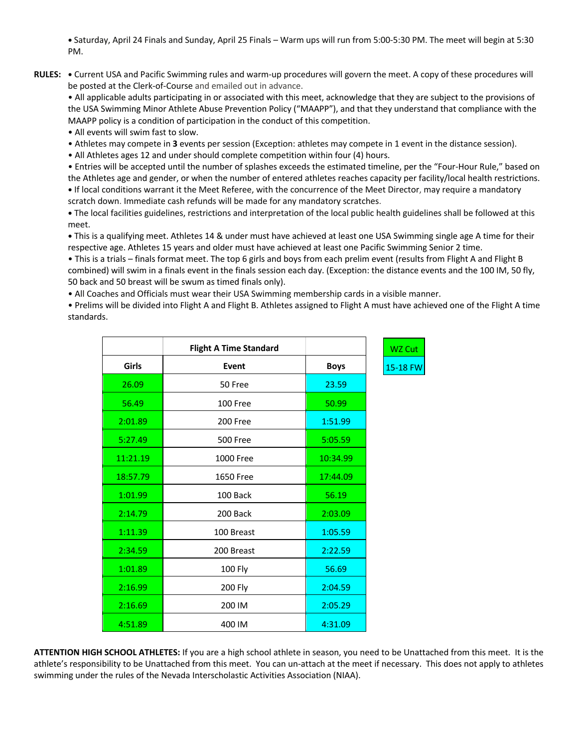• Saturday, April 24 Finals and Sunday, April 25 Finals – Warm ups will run from 5:00-5:30 PM. The meet will begin at 5:30 PM.

**RULES:** • Current USA and Pacific Swimming rules and warm-up procedures will govern the meet. A copy of these procedures will be posted at the Clerk-of-Course and emailed out in advance.

• All applicable adults participating in or associated with this meet, acknowledge that they are subject to the provisions of the USA Swimming Minor Athlete Abuse Prevention Policy ("MAAPP"), and that they understand that compliance with the MAAPP policy is a condition of participation in the conduct of this competition.

• All events will swim fast to slow.

• Athletes may compete in **3** events per session (Exception: athletes may compete in 1 event in the distance session).

• All Athletes ages 12 and under should complete competition within four (4) hours.

• Entries will be accepted until the number of splashes exceeds the estimated timeline, per the "Four-Hour Rule," based on the Athletes age and gender, or when the number of entered athletes reaches capacity per facility/local health restrictions.

• If local conditions warrant it the Meet Referee, with the concurrence of the Meet Director, may require a mandatory scratch down. Immediate cash refunds will be made for any mandatory scratches.

• The local facilities guidelines, restrictions and interpretation of the local public health guidelines shall be followed at this meet.

• This is a qualifying meet. Athletes 14 & under must have achieved at least one USA Swimming single age A time for their respective age. Athletes 15 years and older must have achieved at least one Pacific Swimming Senior 2 time.

• This is a trials – finals format meet. The top 6 girls and boys from each prelim event (results from Flight A and Flight B combined) will swim in a finals event in the finals session each day. (Exception: the distance events and the 100 IM, 50 fly, 50 back and 50 breast will be swum as timed finals only).

• All Coaches and Officials must wear their USA Swimming membership cards in a visible manner.

• Prelims will be divided into Flight A and Flight B. Athletes assigned to Flight A must have achieved one of the Flight A time standards.

| | Flight A Time Standard | |
|---|---|---|
| **Girls** | **Event** | **Boys** |
| 26.09 | 50 Free | 23.59 |
| 56.49 | 100 Free | 50.99 |
| 2:01.89 | 200 Free | 1:51.99 |
| 5:27.49 | 500 Free | 5:05.59 |
| 11:21.19 | 1000 Free | 10:34.99 |
| 18:57.79 | 1650 Free | 17:44.09 |
| 1:01.99 | 100 Back | 56.19 |
| 2:14.79 | 200 Back | 2:03.09 |
| 1:11.39 | 100 Breast | 1:05.59 |
| 2:34.59 | 200 Breast | 2:22.59 |
| 1:01.89 | 100 Fly | 56.69 |
| 2:16.99 | 200 Fly | 2:04.59 |
| 2:16.69 | 200 IM | 2:05.29 |
| 4:51.89 | 400 IM | 4:31.09 |

| Legend |
|---|
| WZ Cut |
| 15-18 FW |

**ATTENTION HIGH SCHOOL ATHLETES:** If you are a high school athlete in season, you need to be Unattached from this meet. It is the athlete's responsibility to be Unattached from this meet. You can un-attach at the meet if necessary. This does not apply to athletes swimming under the rules of the Nevada Interscholastic Activities Association (NIAA).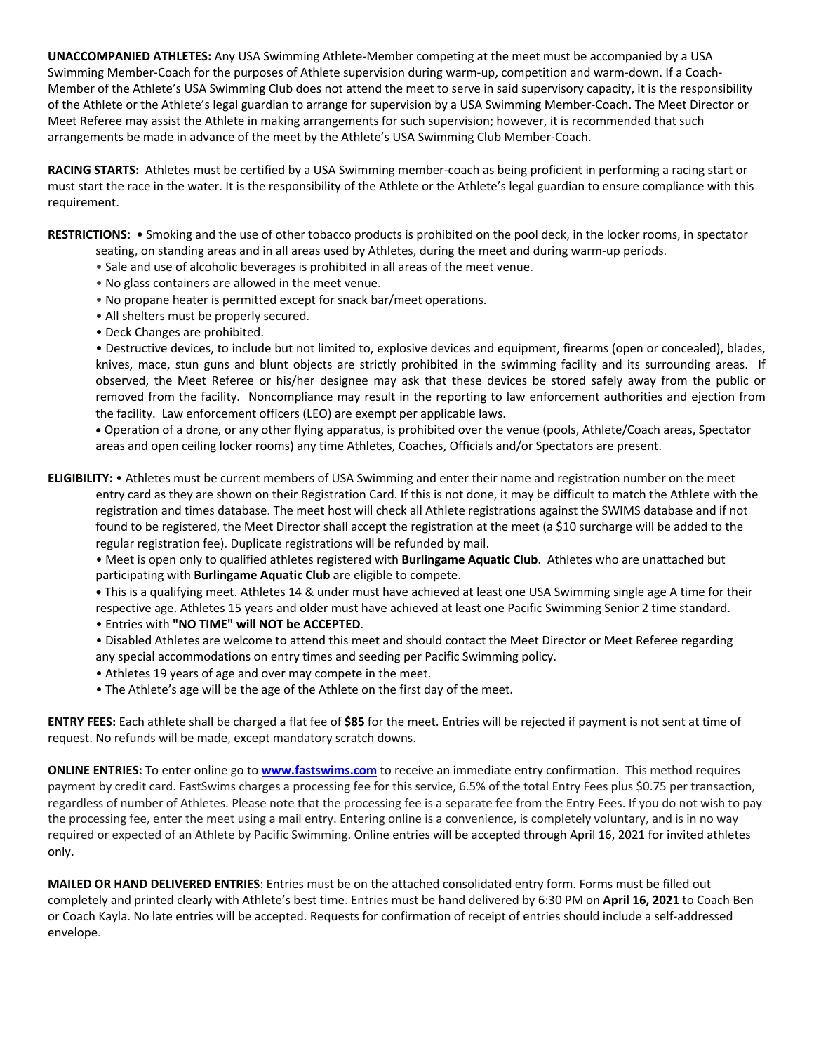**UNACCOMPANIED ATHLETES:** Any USA Swimming Athlete-Member competing at the meet must be accompanied by a USA Swimming Member-Coach for the purposes of Athlete supervision during warm-up, competition and warm-down. If a Coach-Member of the Athlete's USA Swimming Club does not attend the meet to serve in said supervisory capacity, it is the responsibility of the Athlete or the Athlete's legal guardian to arrange for supervision by a USA Swimming Member-Coach. The Meet Director or Meet Referee may assist the Athlete in making arrangements for such supervision; however, it is recommended that such arrangements be made in advance of the meet by the Athlete's USA Swimming Club Member-Coach.

**RACING STARTS:** Athletes must be certified by a USA Swimming member-coach as being proficient in performing a racing start or must start the race in the water. It is the responsibility of the Athlete or the Athlete's legal guardian to ensure compliance with this requirement.

**RESTRICTIONS:**
- Smoking and the use of other tobacco products is prohibited on the pool deck, in the locker rooms, in spectator seating, on standing areas and in all areas used by Athletes, during the meet and during warm-up periods.
- Sale and use of alcoholic beverages is prohibited in all areas of the meet venue.
- No glass containers are allowed in the meet venue.
- No propane heater is permitted except for snack bar/meet operations.
- All shelters must be properly secured.
- Deck Changes are prohibited.
- Destructive devices, to include but not limited to, explosive devices and equipment, firearms (open or concealed), blades, knives, mace, stun guns and blunt objects are strictly prohibited in the swimming facility and its surrounding areas. If observed, the Meet Referee or his/her designee may ask that these devices be stored safely away from the public or removed from the facility. Noncompliance may result in the reporting to law enforcement authorities and ejection from the facility. Law enforcement officers (LEO) are exempt per applicable laws.
- Operation of a drone, or any other flying apparatus, is prohibited over the venue (pools, Athlete/Coach areas, Spectator areas and open ceiling locker rooms) any time Athletes, Coaches, Officials and/or Spectators are present.

**ELIGIBILITY:**
- Athletes must be current members of USA Swimming and enter their name and registration number on the meet entry card as they are shown on their Registration Card. If this is not done, it may be difficult to match the Athlete with the registration and times database. The meet host will check all Athlete registrations against the SWIMS database and if not found to be registered, the Meet Director shall accept the registration at the meet (a $10 surcharge will be added to the regular registration fee). Duplicate registrations will be refunded by mail.
- Meet is open only to qualified athletes registered with **Burlingame Aquatic Club**. Athletes who are unattached but participating with **Burlingame Aquatic Club** are eligible to compete.
- This is a qualifying meet. Athletes 14 & under must have achieved at least one USA Swimming single age A time for their respective age. Athletes 15 years and older must have achieved at least one Pacific Swimming Senior 2 time standard.
- Entries with **"NO TIME" will NOT be ACCEPTED**.
- Disabled Athletes are welcome to attend this meet and should contact the Meet Director or Meet Referee regarding any special accommodations on entry times and seeding per Pacific Swimming policy.
- Athletes 19 years of age and over may compete in the meet.
- The Athlete's age will be the age of the Athlete on the first day of the meet.

**ENTRY FEES:** Each athlete shall be charged a flat fee of **$85** for the meet. Entries will be rejected if payment is not sent at time of request. No refunds will be made, except mandatory scratch downs.

**ONLINE ENTRIES:** To enter online go to **www.fastswims.com** to receive an immediate entry confirmation. This method requires payment by credit card. FastSwims charges a processing fee for this service, 6.5% of the total Entry Fees plus $0.75 per transaction, regardless of number of Athletes. Please note that the processing fee is a separate fee from the Entry Fees. If you do not wish to pay the processing fee, enter the meet using a mail entry. Entering online is a convenience, is completely voluntary, and is in no way required or expected of an Athlete by Pacific Swimming. Online entries will be accepted through April 16, 2021 for invited athletes only.

**MAILED OR HAND DELIVERED ENTRIES**: Entries must be on the attached consolidated entry form. Forms must be filled out completely and printed clearly with Athlete's best time. Entries must be hand delivered by 6:30 PM on **April 16, 2021** to Coach Ben or Coach Kayla. No late entries will be accepted. Requests for confirmation of receipt of entries should include a self-addressed envelope.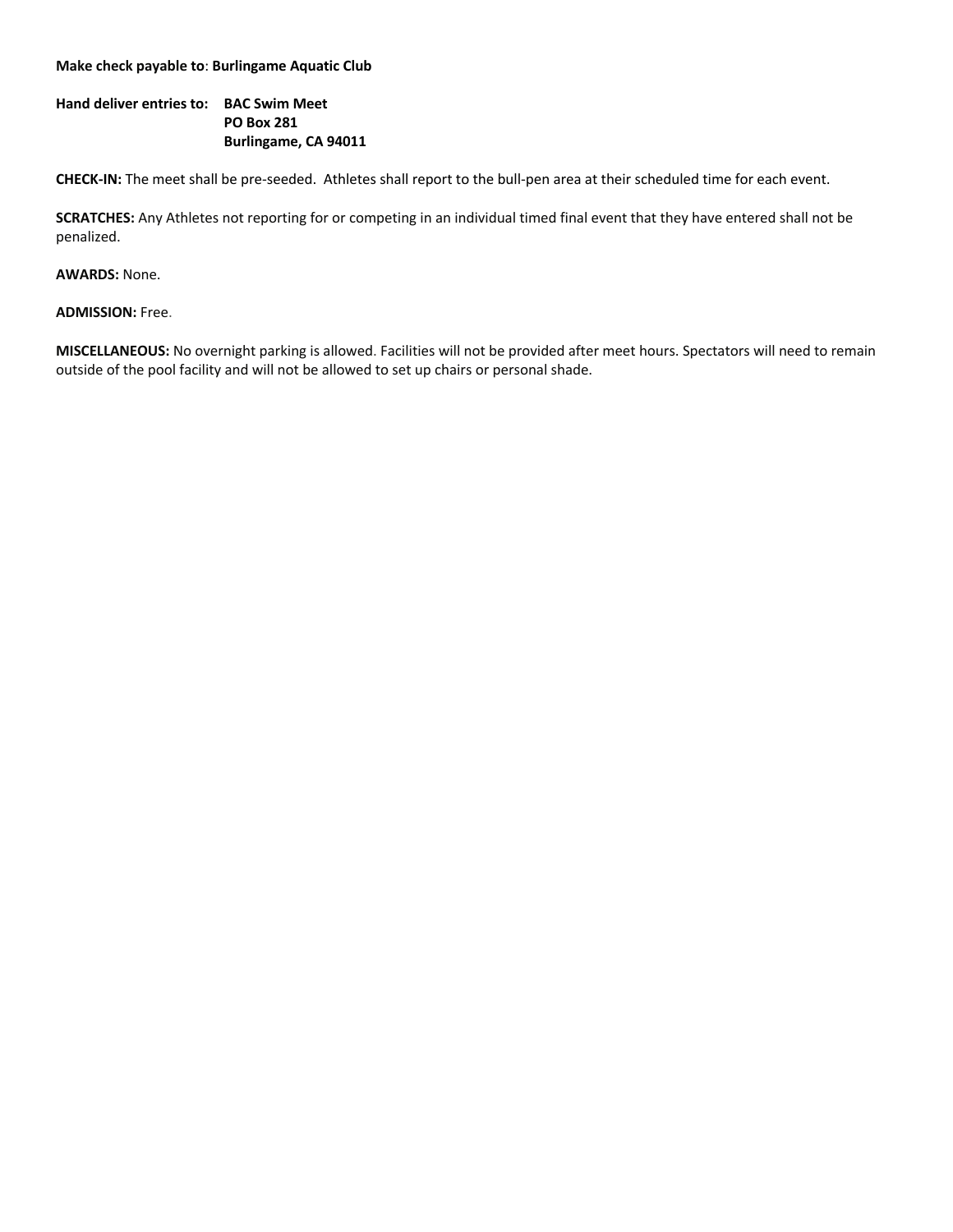**Make check payable to**: **Burlingame Aquatic Club**

**Hand deliver entries to: BAC Swim Meet**
**PO Box 281**
**Burlingame, CA 94011**

**CHECK-IN:** The meet shall be pre-seeded. Athletes shall report to the bull-pen area at their scheduled time for each event.

**SCRATCHES:** Any Athletes not reporting for or competing in an individual timed final event that they have entered shall not be penalized.

**AWARDS:** None.

**ADMISSION:** Free.

**MISCELLANEOUS:** No overnight parking is allowed. Facilities will not be provided after meet hours. Spectators will need to remain outside of the pool facility and will not be allowed to set up chairs or personal shade.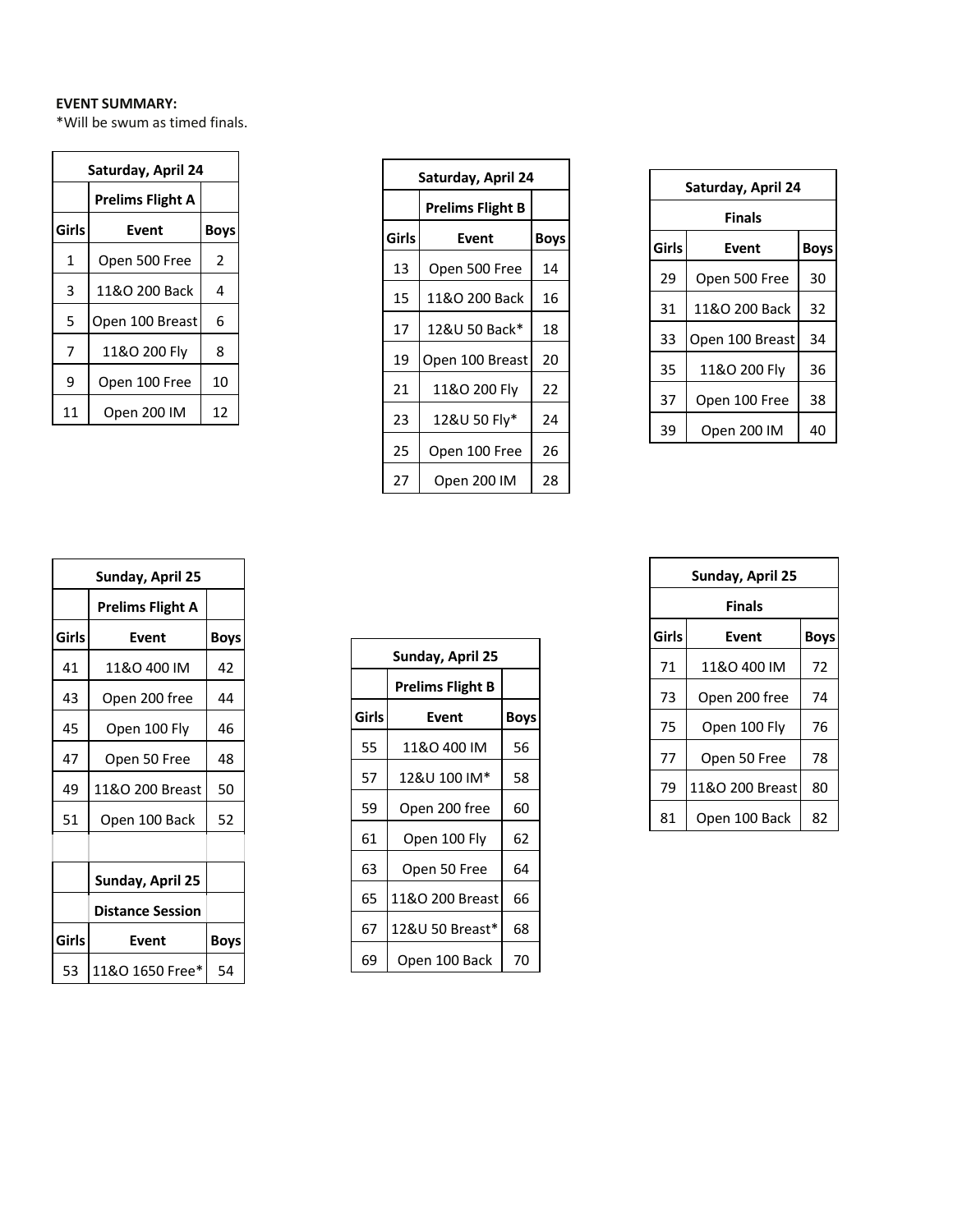**EVENT SUMMARY:**
*Will be swum as timed finals.

| Saturday, April 24 | | |
|---|---|---|
| | Prelims Flight A | |
| Girls | Event | Boys |
| 1 | Open 500 Free | 2 |
| 3 | 11&O 200 Back | 4 |
| 5 | Open 100 Breast | 6 |
| 7 | 11&O 200 Fly | 8 |
| 9 | Open 100 Free | 10 |
| 11 | Open 200 IM | 12 |

| Saturday, April 24 | | |
|---|---|---|
| | Prelims Flight B | |
| Girls | Event | Boys |
| 13 | Open 500 Free | 14 |
| 15 | 11&O 200 Back | 16 |
| 17 | 12&U 50 Back* | 18 |
| 19 | Open 100 Breast | 20 |
| 21 | 11&O 200 Fly | 22 |
| 23 | 12&U 50 Fly* | 24 |
| 25 | Open 100 Free | 26 |
| 27 | Open 200 IM | 28 |

| Saturday, April 24 | | |
|---|---|---|
| Finals | | |
| Girls | Event | Boys |
| 29 | Open 500 Free | 30 |
| 31 | 11&O 200 Back | 32 |
| 33 | Open 100 Breast | 34 |
| 35 | 11&O 200 Fly | 36 |
| 37 | Open 100 Free | 38 |
| 39 | Open 200 IM | 40 |

| Sunday, April 25 | | |
|---|---|---|
| | Prelims Flight A | |
| Girls | Event | Boys |
| 41 | 11&O 400 IM | 42 |
| 43 | Open 200 free | 44 |
| 45 | Open 100 Fly | 46 |
| 47 | Open 50 Free | 48 |
| 49 | 11&O 200 Breast | 50 |
| 51 | Open 100 Back | 52 |

| Sunday, April 25 | | |
|---|---|---|
| | Distance Session | |
| Girls | Event | Boys |
| 53 | 11&O 1650 Free* | 54 |

| Sunday, April 25 | | |
|---|---|---|
| | Prelims Flight B | |
| Girls | Event | Boys |
| 55 | 11&O 400 IM | 56 |
| 57 | 12&U 100 IM* | 58 |
| 59 | Open 200 free | 60 |
| 61 | Open 100 Fly | 62 |
| 63 | Open 50 Free | 64 |
| 65 | 11&O 200 Breast | 66 |
| 67 | 12&U 50 Breast* | 68 |
| 69 | Open 100 Back | 70 |

| Sunday, April 25 | | |
|---|---|---|
| Finals | | |
| Girls | Event | Boys |
| 71 | 11&O 400 IM | 72 |
| 73 | Open 200 free | 74 |
| 75 | Open 100 Fly | 76 |
| 77 | Open 50 Free | 78 |
| 79 | 11&O 200 Breast | 80 |
| 81 | Open 100 Back | 82 |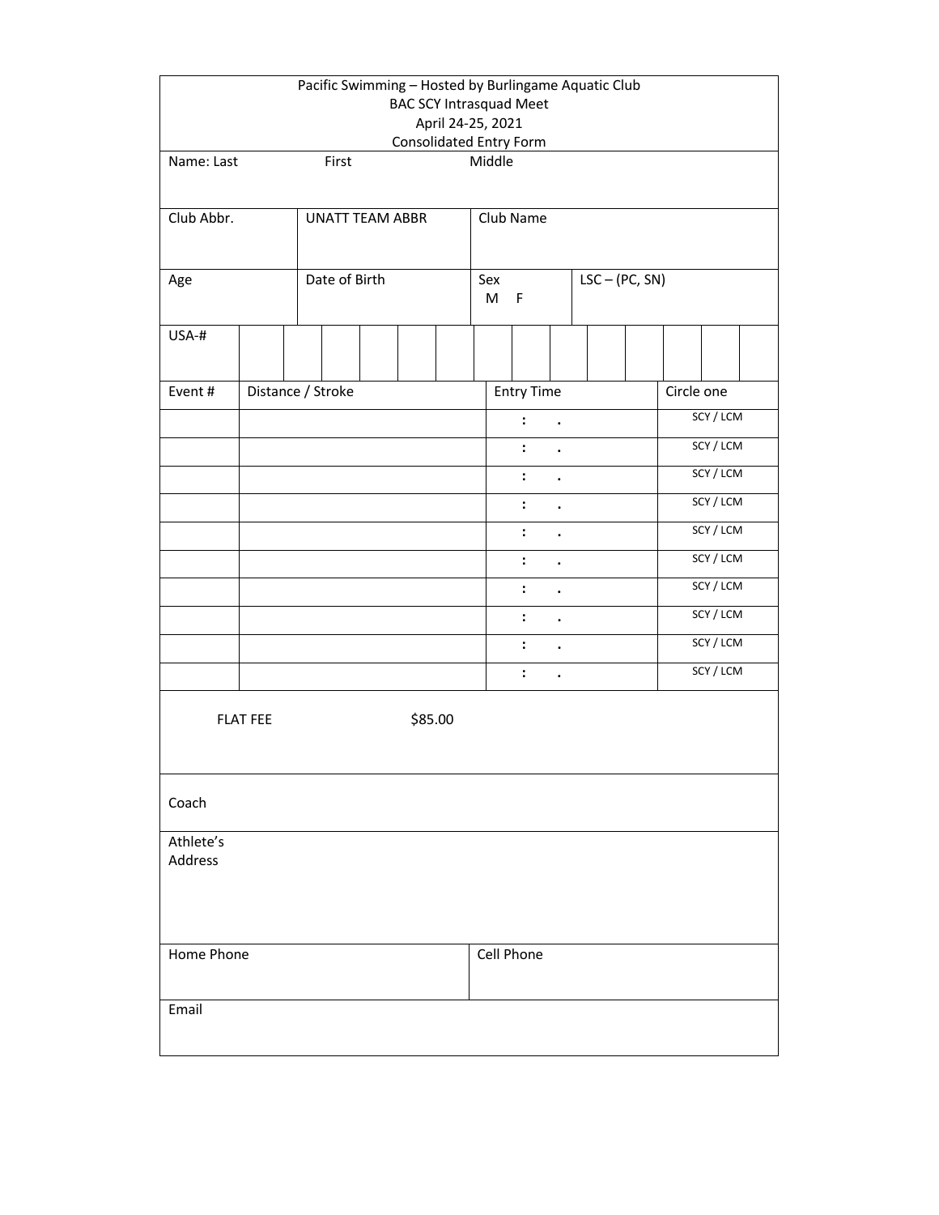Pacific Swimming – Hosted by Burlingame Aquatic Club
BAC SCY Intrasquad Meet
April 24-25, 2021
Consolidated Entry Form

| Name: Last | First | Middle |
|---|---|---|
| | | |

| Club Abbr. | UNATT TEAM ABBR | Club Name |
|---|---|---|
| | | |

| Age | Date of Birth | Sex M F | LSC – (PC, SN) |
|---|---|---|---|
| | | | |

| USA-# | | | | | | | | | | | | | | |
|---|---|---|---|---|---|---|---|---|---|---|---|---|---|---|
| | | | | | | | | | | | | | | |

| Event # | Distance / Stroke | Entry Time | Circle one |
|---|---|---|---|
| | | : . | SCY / LCM |
| | | : . | SCY / LCM |
| | | : . | SCY / LCM |
| | | : . | SCY / LCM |
| | | : . | SCY / LCM |
| | | : . | SCY / LCM |
| | | : . | SCY / LCM |
| | | : . | SCY / LCM |
| | | : . | SCY / LCM |
| | | : . | SCY / LCM |

FLAT FEE $85.00

Coach

Athlete's Address

| Home Phone | Cell Phone |
|---|---|
| | |

Email